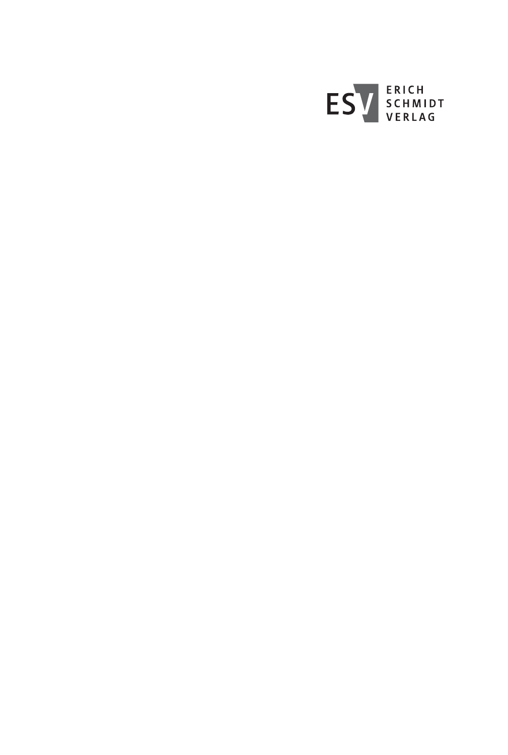ESV ERICH SCHMIDT VERLAG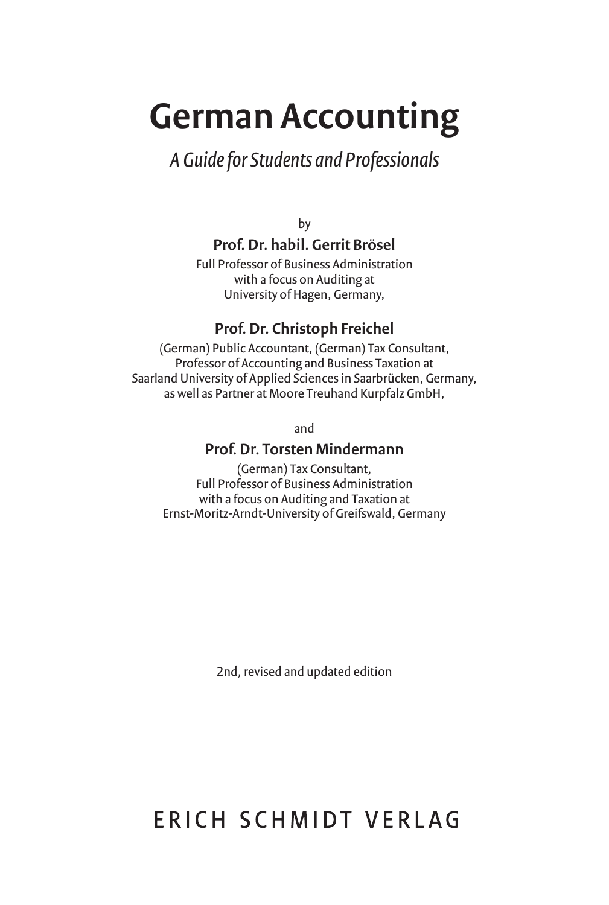# German Accounting

*A Guide for Students and Professionals*

by

**Prof. Dr. habil. Gerrit Brösel**

Full Professor of Business Administration
with a focus on Auditing at
University of Hagen, Germany,

**Prof. Dr. Christoph Freichel**

(German) Public Accountant, (German) Tax Consultant,
Professor of Accounting and Business Taxation at
Saarland University of Applied Sciences in Saarbrücken, Germany,
as well as Partner at Moore Treuhand Kurpfalz GmbH,

and

**Prof. Dr. Torsten Mindermann**

(German) Tax Consultant,
Full Professor of Business Administration
with a focus on Auditing and Taxation at
Ernst-Moritz-Arndt-University of Greifswald, Germany

2nd, revised and updated edition

ERICH SCHMIDT VERLAG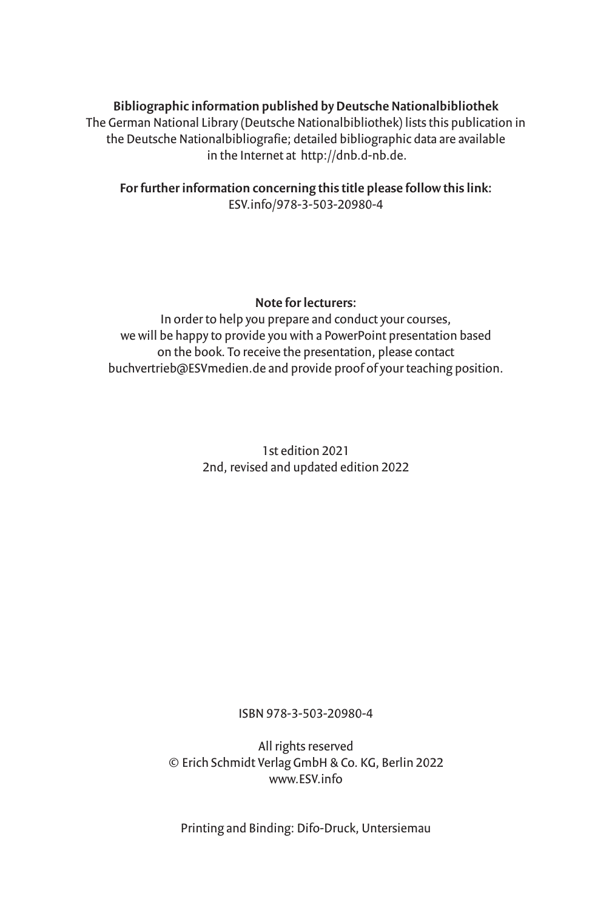**Bibliographic information published by Deutsche Nationalbibliothek**
The German National Library (Deutsche Nationalbibliothek) lists this publication in the Deutsche Nationalbibliografie; detailed bibliographic data are available in the Internet at http://dnb.d-nb.de.

**For further information concerning this title please follow this link:**
ESV.info/978-3-503-20980-4

**Note for lecturers:**
In order to help you prepare and conduct your courses, we will be happy to provide you with a PowerPoint presentation based on the book. To receive the presentation, please contact buchvertrieb@ESVmedien.de and provide proof of your teaching position.

1st edition 2021
2nd, revised and updated edition 2022

ISBN 978-3-503-20980-4

All rights reserved
© Erich Schmidt Verlag GmbH & Co. KG, Berlin 2022
www.ESV.info

Printing and Binding: Difo-Druck, Untersiemau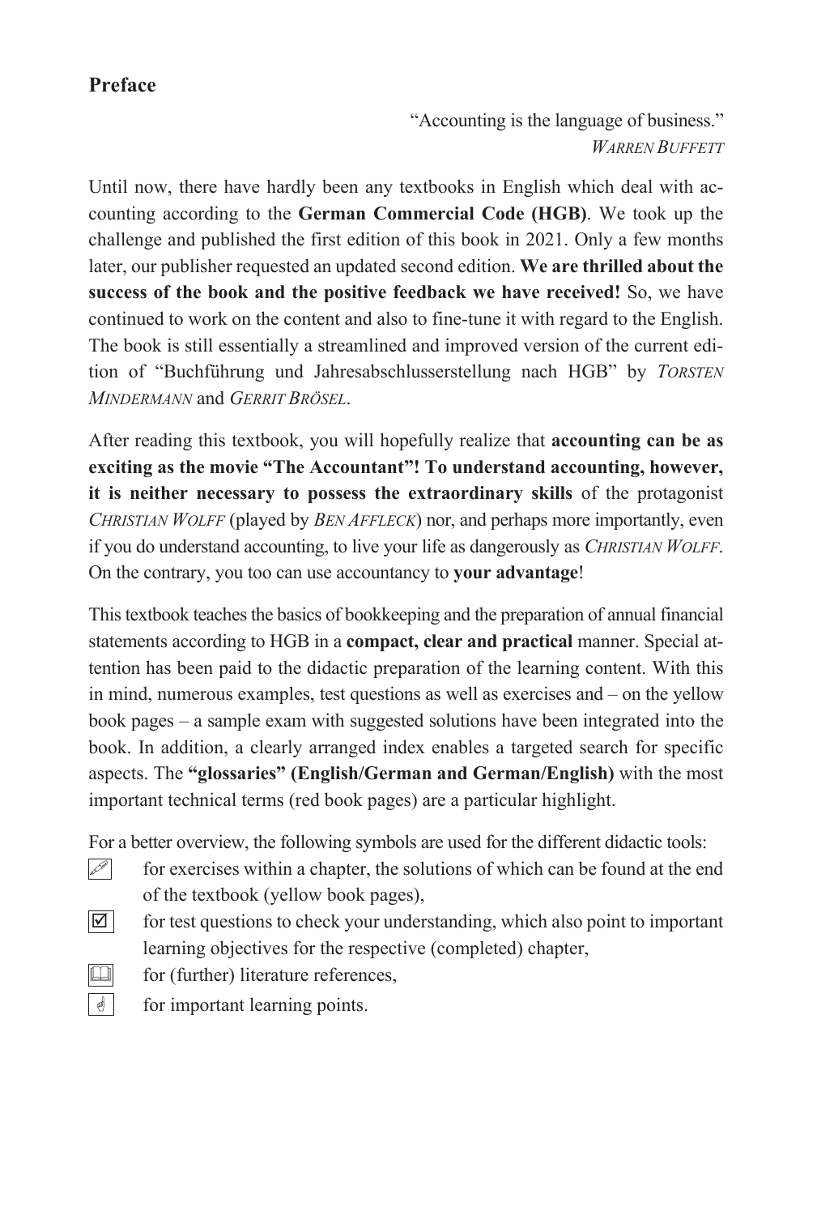## Preface

> "Accounting is the language of business."
> *WARREN BUFFETT*

Until now, there have hardly been any textbooks in English which deal with accounting according to the **German Commercial Code (HGB)**. We took up the challenge and published the first edition of this book in 2021. Only a few months later, our publisher requested an updated second edition. **We are thrilled about the success of the book and the positive feedback we have received!** So, we have continued to work on the content and also to fine-tune it with regard to the English. The book is still essentially a streamlined and improved version of the current edition of "Buchführung und Jahresabschlusserstellung nach HGB" by *TORSTEN MINDERMANN* and *GERRIT BRÖSEL*.

After reading this textbook, you will hopefully realize that **accounting can be as exciting as the movie "The Accountant"! To understand accounting, however, it is neither necessary to possess the extraordinary skills** of the protagonist *CHRISTIAN WOLFF* (played by *BEN AFFLECK*) nor, and perhaps more importantly, even if you do understand accounting, to live your life as dangerously as *CHRISTIAN WOLFF*. On the contrary, you too can use accountancy to **your advantage**!

This textbook teaches the basics of bookkeeping and the preparation of annual financial statements according to HGB in a **compact, clear and practical** manner. Special attention has been paid to the didactic preparation of the learning content. With this in mind, numerous examples, test questions as well as exercises and – on the yellow book pages – a sample exam with suggested solutions have been integrated into the book. In addition, a clearly arranged index enables a targeted search for specific aspects. The **"glossaries" (English/German and German/English)** with the most important technical terms (red book pages) are a particular highlight.

For a better overview, the following symbols are used for the different didactic tools:

- ✎ for exercises within a chapter, the solutions of which can be found at the end of the textbook (yellow book pages),
- ☑ for test questions to check your understanding, which also point to important learning objectives for the respective (completed) chapter,
- 🕮 for (further) literature references,
- ☝ for important learning points.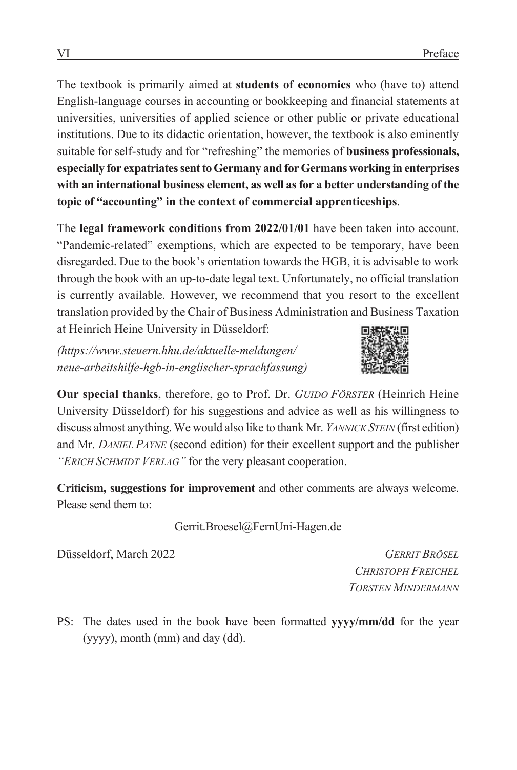The textbook is primarily aimed at **students of economics** who (have to) attend English-language courses in accounting or bookkeeping and financial statements at universities, universities of applied science or other public or private educational institutions. Due to its didactic orientation, however, the textbook is also eminently suitable for self-study and for "refreshing" the memories of **business professionals, especially for expatriates sent to Germany and for Germans working in enterprises with an international business element, as well as for a better understanding of the topic of "accounting" in the context of commercial apprenticeships**.

The **legal framework conditions from 2022/01/01** have been taken into account. "Pandemic-related" exemptions, which are expected to be temporary, have been disregarded. Due to the book's orientation towards the HGB, it is advisable to work through the book with an up-to-date legal text. Unfortunately, no official translation is currently available. However, we recommend that you resort to the excellent translation provided by the Chair of Business Administration and Business Taxation at Heinrich Heine University in Düsseldorf:

*(https://www.steuern.hhu.de/aktuelle-meldungen/neue-arbeitshilfe-hgb-in-englischer-sprachfassung)*

**Our special thanks**, therefore, go to Prof. Dr. *GUIDO FÖRSTER* (Heinrich Heine University Düsseldorf) for his suggestions and advice as well as his willingness to discuss almost anything. We would also like to thank Mr. *YANNICK STEIN* (first edition) and Mr. *DANIEL PAYNE* (second edition) for their excellent support and the publisher *"ERICH SCHMIDT VERLAG"* for the very pleasant cooperation.

**Criticism, suggestions for improvement** and other comments are always welcome. Please send them to:

Gerrit.Broesel@FernUni-Hagen.de

Düsseldorf, March 2022

*GERRIT BRÖSEL*
*CHRISTOPH FREICHEL*
*TORSTEN MINDERMANN*

PS: The dates used in the book have been formatted **yyyy/mm/dd** for the year (yyyy), month (mm) and day (dd).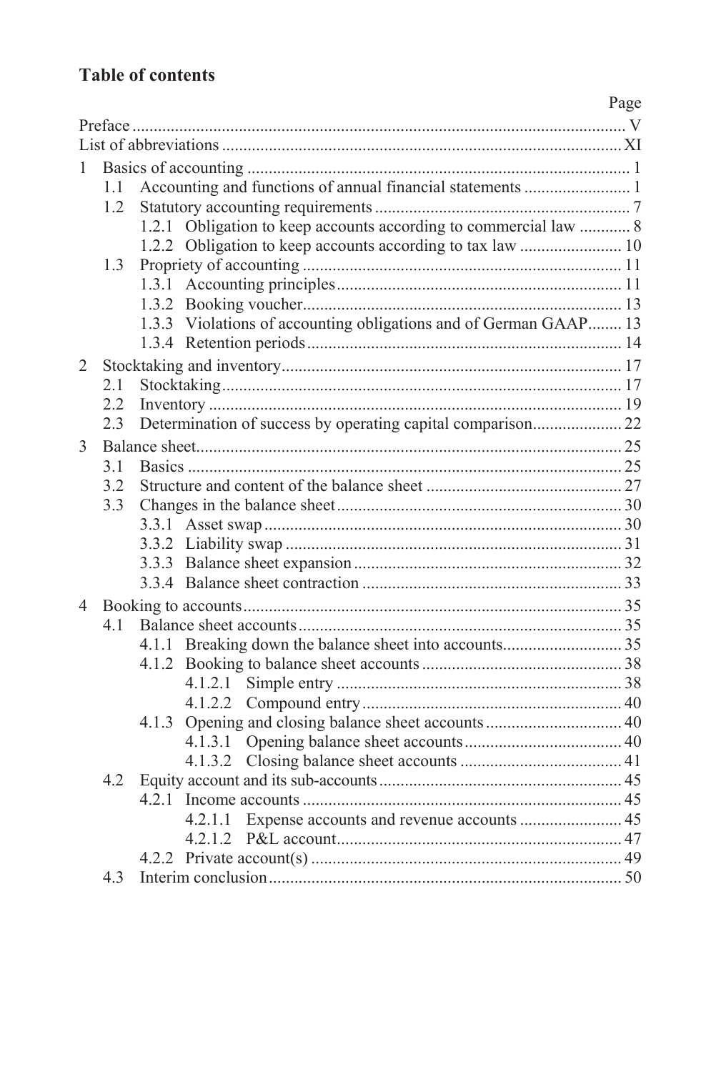## Table of contents

| | Page |
|---|---|
| Preface | V |
| List of abbreviations | XI |
| 1 Basics of accounting | 1 |
| 1.1 Accounting and functions of annual financial statements | 1 |
| 1.2 Statutory accounting requirements | 7 |
| 1.2.1 Obligation to keep accounts according to commercial law | 8 |
| 1.2.2 Obligation to keep accounts according to tax law | 10 |
| 1.3 Propriety of accounting | 11 |
| 1.3.1 Accounting principles | 11 |
| 1.3.2 Booking voucher | 13 |
| 1.3.3 Violations of accounting obligations and of German GAAP | 13 |
| 1.3.4 Retention periods | 14 |
| 2 Stocktaking and inventory | 17 |
| 2.1 Stocktaking | 17 |
| 2.2 Inventory | 19 |
| 2.3 Determination of success by operating capital comparison | 22 |
| 3 Balance sheet | 25 |
| 3.1 Basics | 25 |
| 3.2 Structure and content of the balance sheet | 27 |
| 3.3 Changes in the balance sheet | 30 |
| 3.3.1 Asset swap | 30 |
| 3.3.2 Liability swap | 31 |
| 3.3.3 Balance sheet expansion | 32 |
| 3.3.4 Balance sheet contraction | 33 |
| 4 Booking to accounts | 35 |
| 4.1 Balance sheet accounts | 35 |
| 4.1.1 Breaking down the balance sheet into accounts | 35 |
| 4.1.2 Booking to balance sheet accounts | 38 |
| 4.1.2.1 Simple entry | 38 |
| 4.1.2.2 Compound entry | 40 |
| 4.1.3 Opening and closing balance sheet accounts | 40 |
| 4.1.3.1 Opening balance sheet accounts | 40 |
| 4.1.3.2 Closing balance sheet accounts | 41 |
| 4.2 Equity account and its sub-accounts | 45 |
| 4.2.1 Income accounts | 45 |
| 4.2.1.1 Expense accounts and revenue accounts | 45 |
| 4.2.1.2 P&L account | 47 |
| 4.2.2 Private account(s) | 49 |
| 4.3 Interim conclusion | 50 |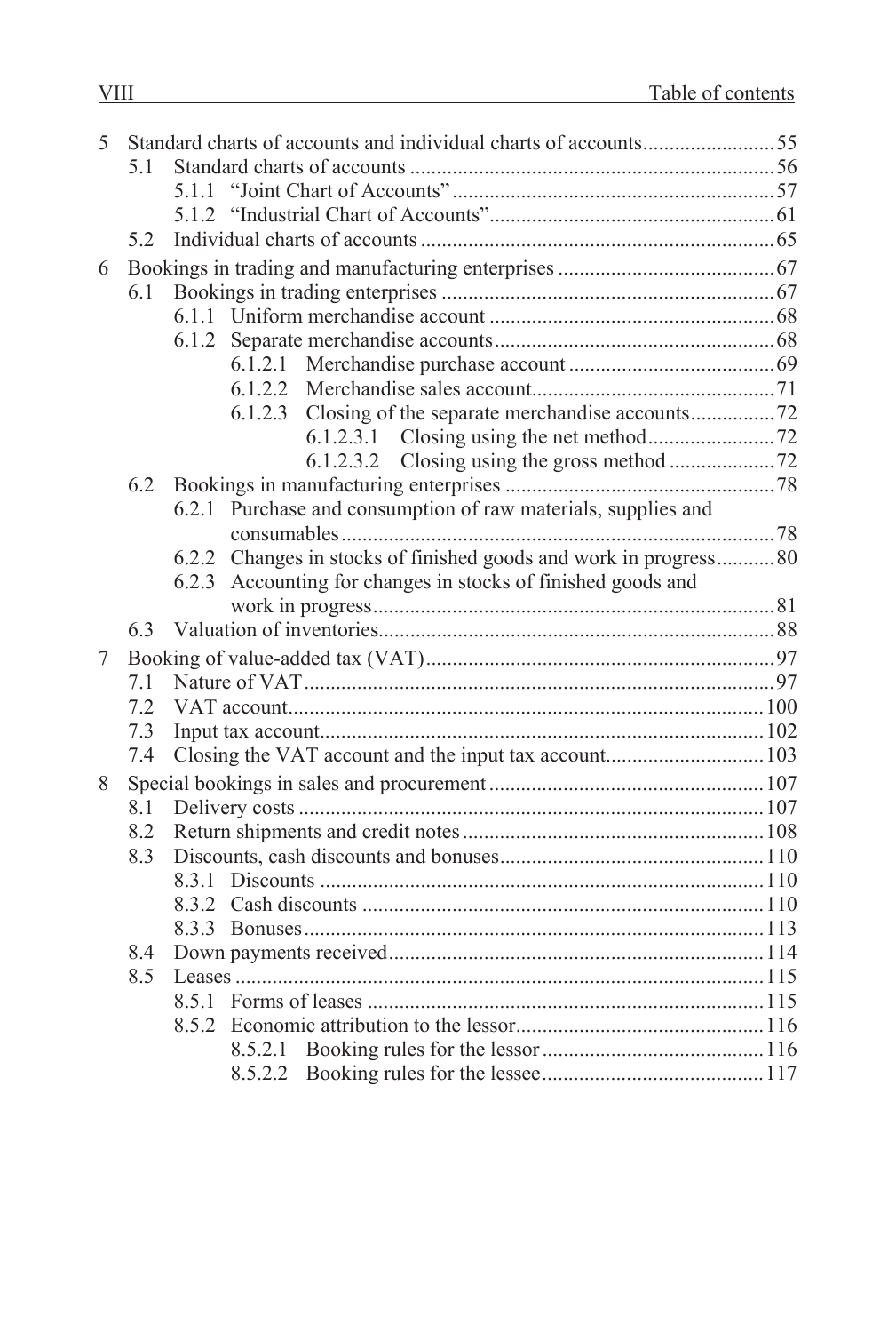- 5 Standard charts of accounts and individual charts of accounts ... 55
  - 5.1 Standard charts of accounts ... 56
    - 5.1.1 "Joint Chart of Accounts" ... 57
    - 5.1.2 "Industrial Chart of Accounts" ... 61
  - 5.2 Individual charts of accounts ... 65
- 6 Bookings in trading and manufacturing enterprises ... 67
  - 6.1 Bookings in trading enterprises ... 67
    - 6.1.1 Uniform merchandise account ... 68
    - 6.1.2 Separate merchandise accounts ... 68
      - 6.1.2.1 Merchandise purchase account ... 69
      - 6.1.2.2 Merchandise sales account ... 71
      - 6.1.2.3 Closing of the separate merchandise accounts ... 72
        - 6.1.2.3.1 Closing using the net method ... 72
        - 6.1.2.3.2 Closing using the gross method ... 72
  - 6.2 Bookings in manufacturing enterprises ... 78
    - 6.2.1 Purchase and consumption of raw materials, supplies and consumables ... 78
    - 6.2.2 Changes in stocks of finished goods and work in progress ... 80
    - 6.2.3 Accounting for changes in stocks of finished goods and work in progress ... 81
  - 6.3 Valuation of inventories ... 88
- 7 Booking of value-added tax (VAT) ... 97
  - 7.1 Nature of VAT ... 97
  - 7.2 VAT account ... 100
  - 7.3 Input tax account ... 102
  - 7.4 Closing the VAT account and the input tax account ... 103
- 8 Special bookings in sales and procurement ... 107
  - 8.1 Delivery costs ... 107
  - 8.2 Return shipments and credit notes ... 108
  - 8.3 Discounts, cash discounts and bonuses ... 110
    - 8.3.1 Discounts ... 110
    - 8.3.2 Cash discounts ... 110
    - 8.3.3 Bonuses ... 113
  - 8.4 Down payments received ... 114
  - 8.5 Leases ... 115
    - 8.5.1 Forms of leases ... 115
    - 8.5.2 Economic attribution to the lessor ... 116
      - 8.5.2.1 Booking rules for the lessor ... 116
      - 8.5.2.2 Booking rules for the lessee ... 117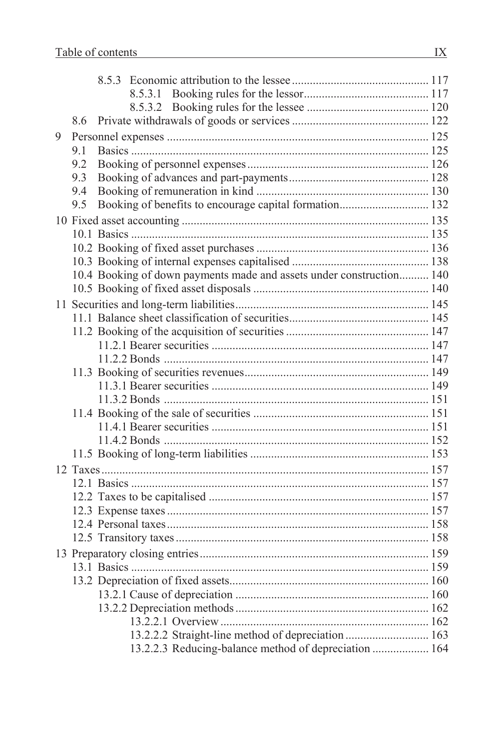8.5.3 Economic attribution to the lessee .......... 117
8.5.3.1 Booking rules for the lessor .......... 117
8.5.3.2 Booking rules for the lessee .......... 120
8.6 Private withdrawals of goods or services .......... 122

9 Personnel expenses .......... 125
9.1 Basics .......... 125
9.2 Booking of personnel expenses .......... 126
9.3 Booking of advances and part-payments .......... 128
9.4 Booking of remuneration in kind .......... 130
9.5 Booking of benefits to encourage capital formation .......... 132

10 Fixed asset accounting .......... 135
10.1 Basics .......... 135
10.2 Booking of fixed asset purchases .......... 136
10.3 Booking of internal expenses capitalised .......... 138
10.4 Booking of down payments made and assets under construction .......... 140
10.5 Booking of fixed asset disposals .......... 140

11 Securities and long-term liabilities .......... 145
11.1 Balance sheet classification of securities .......... 145
11.2 Booking of the acquisition of securities .......... 147
11.2.1 Bearer securities .......... 147
11.2.2 Bonds .......... 147
11.3 Booking of securities revenues .......... 149
11.3.1 Bearer securities .......... 149
11.3.2 Bonds .......... 151
11.4 Booking of the sale of securities .......... 151
11.4.1 Bearer securities .......... 151
11.4.2 Bonds .......... 152
11.5 Booking of long-term liabilities .......... 153

12 Taxes .......... 157
12.1 Basics .......... 157
12.2 Taxes to be capitalised .......... 157
12.3 Expense taxes .......... 157
12.4 Personal taxes .......... 158
12.5 Transitory taxes .......... 158

13 Preparatory closing entries .......... 159
13.1 Basics .......... 159
13.2 Depreciation of fixed assets .......... 160
13.2.1 Cause of depreciation .......... 160
13.2.2 Depreciation methods .......... 162
13.2.2.1 Overview .......... 162
13.2.2.2 Straight-line method of depreciation .......... 163
13.2.2.3 Reducing-balance method of depreciation .......... 164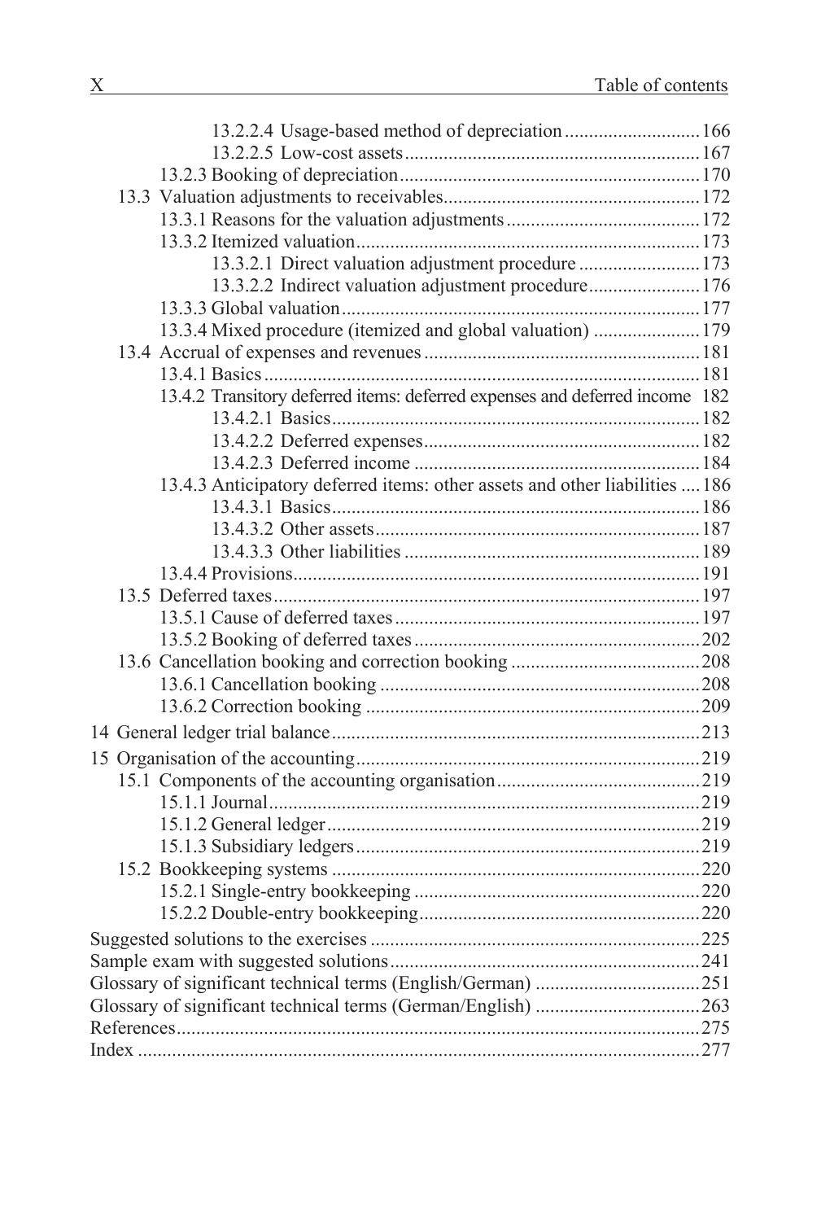13.2.2.4 Usage-based method of depreciation ............................ 166
13.2.2.5 Low-cost assets ............................ 167
13.2.3 Booking of depreciation ............................ 170
13.3 Valuation adjustments to receivables ............................ 172
13.3.1 Reasons for the valuation adjustments ............................ 172
13.3.2 Itemized valuation ............................ 173
13.3.2.1 Direct valuation adjustment procedure ............................ 173
13.3.2.2 Indirect valuation adjustment procedure ............................ 176
13.3.3 Global valuation ............................ 177
13.3.4 Mixed procedure (itemized and global valuation) ............................ 179
13.4 Accrual of expenses and revenues ............................ 181
13.4.1 Basics ............................ 181
13.4.2 Transitory deferred items: deferred expenses and deferred income 182
13.4.2.1 Basics ............................ 182
13.4.2.2 Deferred expenses ............................ 182
13.4.2.3 Deferred income ............................ 184
13.4.3 Anticipatory deferred items: other assets and other liabilities ............................ 186
13.4.3.1 Basics ............................ 186
13.4.3.2 Other assets ............................ 187
13.4.3.3 Other liabilities ............................ 189
13.4.4 Provisions ............................ 191
13.5 Deferred taxes ............................ 197
13.5.1 Cause of deferred taxes ............................ 197
13.5.2 Booking of deferred taxes ............................ 202
13.6 Cancellation booking and correction booking ............................ 208
13.6.1 Cancellation booking ............................ 208
13.6.2 Correction booking ............................ 209

14 General ledger trial balance ............................ 213

15 Organisation of the accounting ............................ 219
15.1 Components of the accounting organisation ............................ 219
15.1.1 Journal ............................ 219
15.1.2 General ledger ............................ 219
15.1.3 Subsidiary ledgers ............................ 219
15.2 Bookkeeping systems ............................ 220
15.2.1 Single-entry bookkeeping ............................ 220
15.2.2 Double-entry bookkeeping ............................ 220

Suggested solutions to the exercises ............................ 225
Sample exam with suggested solutions ............................ 241
Glossary of significant technical terms (English/German) ............................ 251
Glossary of significant technical terms (German/English) ............................ 263
References ............................ 275
Index ............................ 277